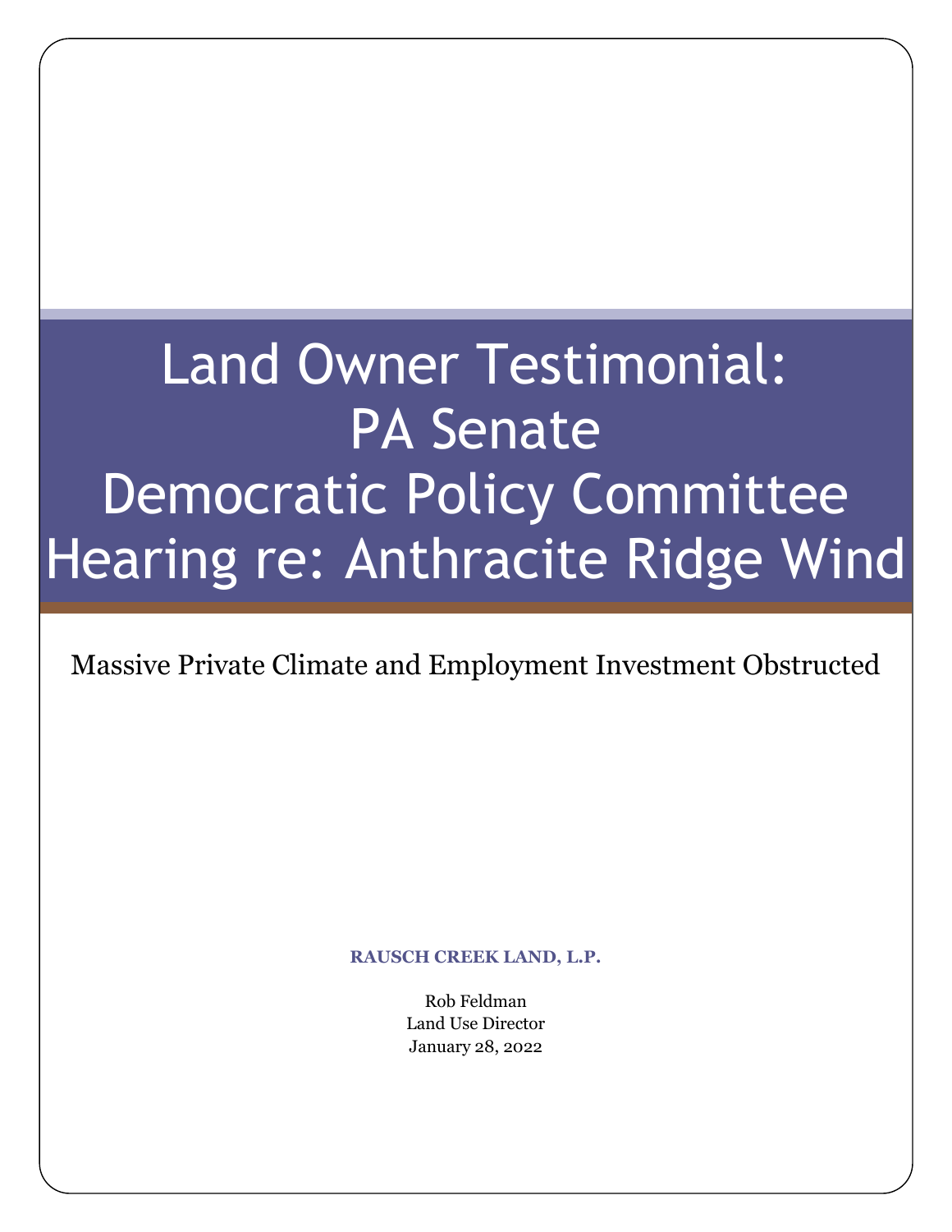# Land Owner Testimonial: PA Senate Democratic Policy Committee Hearing re: Anthracite Ridge Wind

Massive Private Climate and Employment Investment Obstructed

**RAUSCH CREEK LAND, L.P.**

Rob Feldman
Land Use Director
January 28, 2022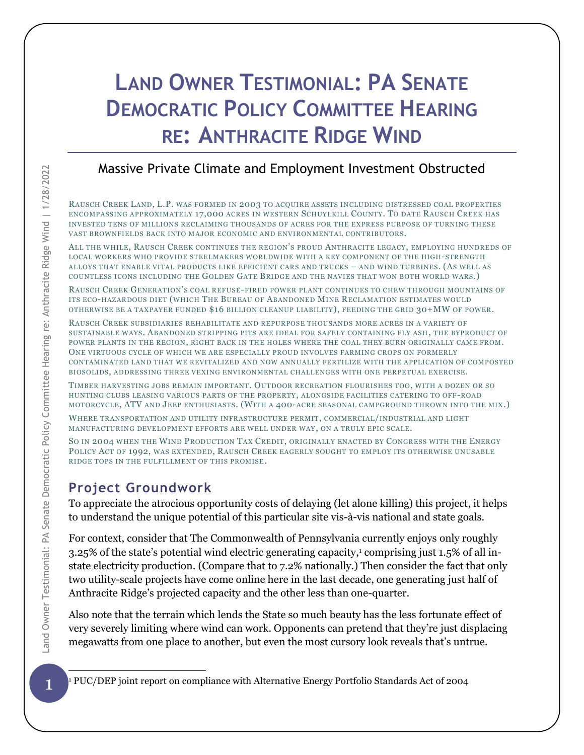# Land Owner Testimonial: PA Senate Democratic Policy Committee Hearing re: Anthracite Ridge Wind

## Massive Private Climate and Employment Investment Obstructed

Rausch Creek Land, L.P. was formed in 2003 to acquire assets including distressed coal properties encompassing approximately 17,000 acres in western Schuylkill County. To date Rausch Creek has invested tens of millions reclaiming thousands of acres for the express purpose of turning these vast brownfields back into major economic and environmental contributors.

All the while, Rausch Creek continues the region's proud Anthracite legacy, employing hundreds of local workers who provide steelmakers worldwide with a key component of the high-strength alloys that enable vital products like efficient cars and trucks – and wind turbines. (As well as countless icons including the Golden Gate Bridge and the navies that won both world wars.)

Rausch Creek Generation's coal refuse-fired power plant continues to chew through mountains of its eco-hazardous diet (which The Bureau of Abandoned Mine Reclamation estimates would otherwise be a taxpayer funded $16 billion cleanup liability), feeding the grid 30+MW of power.

Rausch Creek subsidiaries rehabilitate and repurpose thousands more acres in a variety of sustainable ways. Abandoned stripping pits are ideal for safely containing fly ash, the byproduct of power plants in the region, right back in the holes where the coal they burn originally came from. One virtuous cycle of which we are especially proud involves farming crops on formerly contaminated land that we revitalized and now annually fertilize with the application of composted biosolids, addressing three vexing environmental challenges with one perpetual exercise.

Timber harvesting jobs remain important. Outdoor recreation flourishes too, with a dozen or so hunting clubs leasing various parts of the property, alongside facilities catering to off-road motorcycle, ATV and Jeep enthusiasts. (With a 400-acre seasonal campground thrown into the mix.)

Where transportation and utility infrastructure permit, commercial/industrial and light manufacturing development efforts are well under way, on a truly epic scale.

So in 2004 when the Wind Production Tax Credit, originally enacted by Congress with the Energy Policy Act of 1992, was extended, Rausch Creek eagerly sought to employ its otherwise unusable ridge tops in the fulfillment of this promise.

## Project Groundwork

To appreciate the atrocious opportunity costs of delaying (let alone killing) this project, it helps to understand the unique potential of this particular site vis-à-vis national and state goals.

For context, consider that The Commonwealth of Pennsylvania currently enjoys only roughly 3.25% of the state's potential wind electric generating capacity,[1] comprising just 1.5% of all in-state electricity production. (Compare that to 7.2% nationally.) Then consider the fact that only two utility-scale projects have come online here in the last decade, one generating just half of Anthracite Ridge's projected capacity and the other less than one-quarter.

Also note that the terrain which lends the State so much beauty has the less fortunate effect of very severely limiting where wind can work. Opponents can pretend that they're just displacing megawatts from one place to another, but even the most cursory look reveals that's untrue.

---

[1] PUC/DEP joint report on compliance with Alternative Energy Portfolio Standards Act of 2004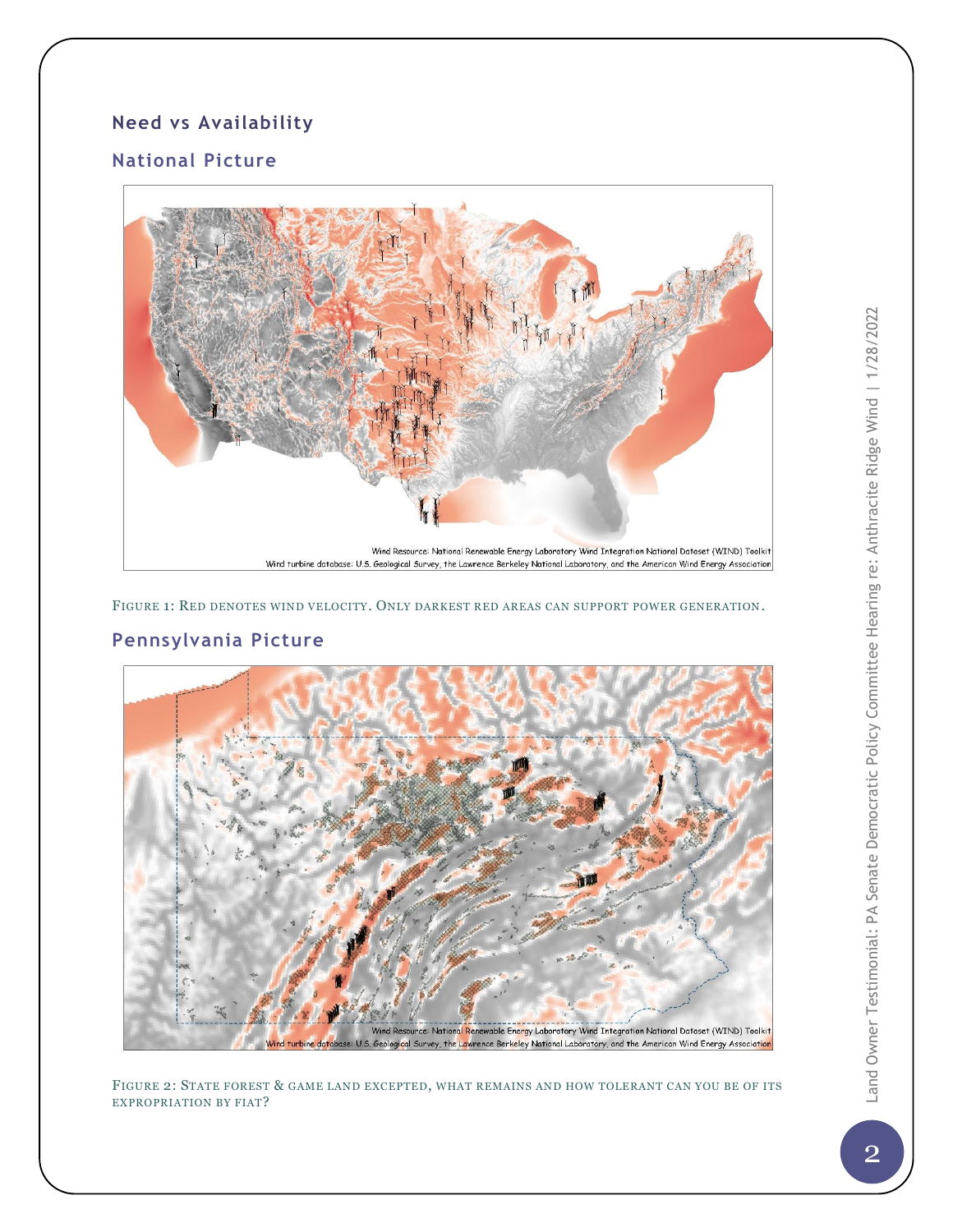## Need vs Availability

### National Picture

Wind Resource: National Renewable Energy Laboratory Wind Integration National Dataset (WIND) Toolkit
Wind turbine database: U.S. Geological Survey, the Lawrence Berkeley National Laboratory, and the American Wind Energy Association

FIGURE 1: RED DENOTES WIND VELOCITY. ONLY DARKEST RED AREAS CAN SUPPORT POWER GENERATION.

### Pennsylvania Picture

Wind Resource: National Renewable Energy Laboratory Wind Integration National Dataset (WIND) Toolkit
Wind turbine database: U.S. Geological Survey, the Lawrence Berkeley National Laboratory, and the American Wind Energy Association

FIGURE 2: STATE FOREST & GAME LAND EXCEPTED, WHAT REMAINS AND HOW TOLERANT CAN YOU BE OF ITS EXPROPRIATION BY FIAT?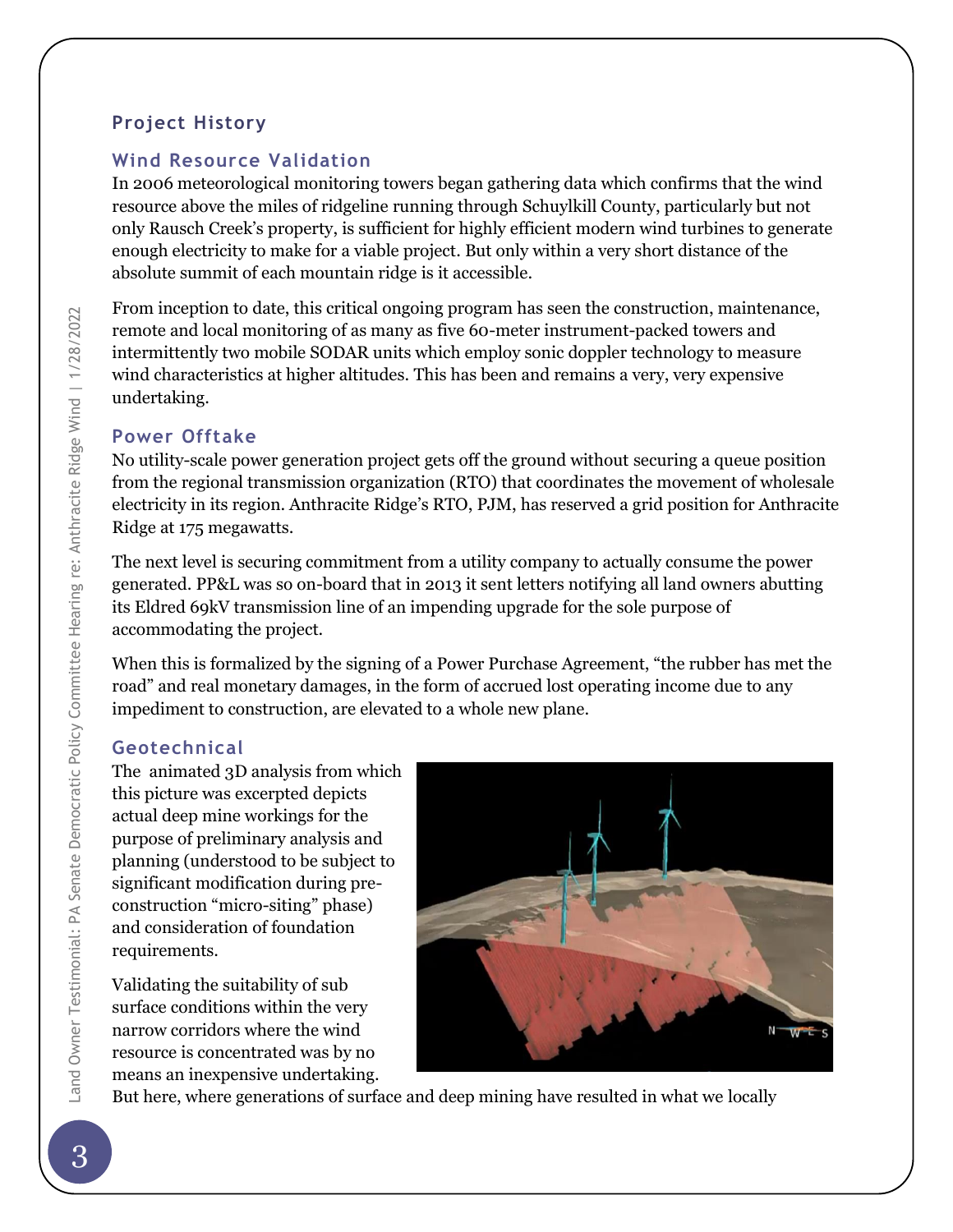## Project History

### Wind Resource Validation

In 2006 meteorological monitoring towers began gathering data which confirms that the wind resource above the miles of ridgeline running through Schuylkill County, particularly but not only Rausch Creek's property, is sufficient for highly efficient modern wind turbines to generate enough electricity to make for a viable project. But only within a very short distance of the absolute summit of each mountain ridge is it accessible.

From inception to date, this critical ongoing program has seen the construction, maintenance, remote and local monitoring of as many as five 60-meter instrument-packed towers and intermittently two mobile SODAR units which employ sonic doppler technology to measure wind characteristics at higher altitudes. This has been and remains a very, very expensive undertaking.

### Power Offtake

No utility-scale power generation project gets off the ground without securing a queue position from the regional transmission organization (RTO) that coordinates the movement of wholesale electricity in its region. Anthracite Ridge's RTO, PJM, has reserved a grid position for Anthracite Ridge at 175 megawatts.

The next level is securing commitment from a utility company to actually consume the power generated. PP&L was so on-board that in 2013 it sent letters notifying all land owners abutting its Eldred 69kV transmission line of an impending upgrade for the sole purpose of accommodating the project.

When this is formalized by the signing of a Power Purchase Agreement, "the rubber has met the road" and real monetary damages, in the form of accrued lost operating income due to any impediment to construction, are elevated to a whole new plane.

### Geotechnical

The animated 3D analysis from which this picture was excerpted depicts actual deep mine workings for the purpose of preliminary analysis and planning (understood to be subject to significant modification during pre-construction "micro-siting" phase) and consideration of foundation requirements.

Validating the suitability of sub surface conditions within the very narrow corridors where the wind resource is concentrated was by no means an inexpensive undertaking. But here, where generations of surface and deep mining have resulted in what we locally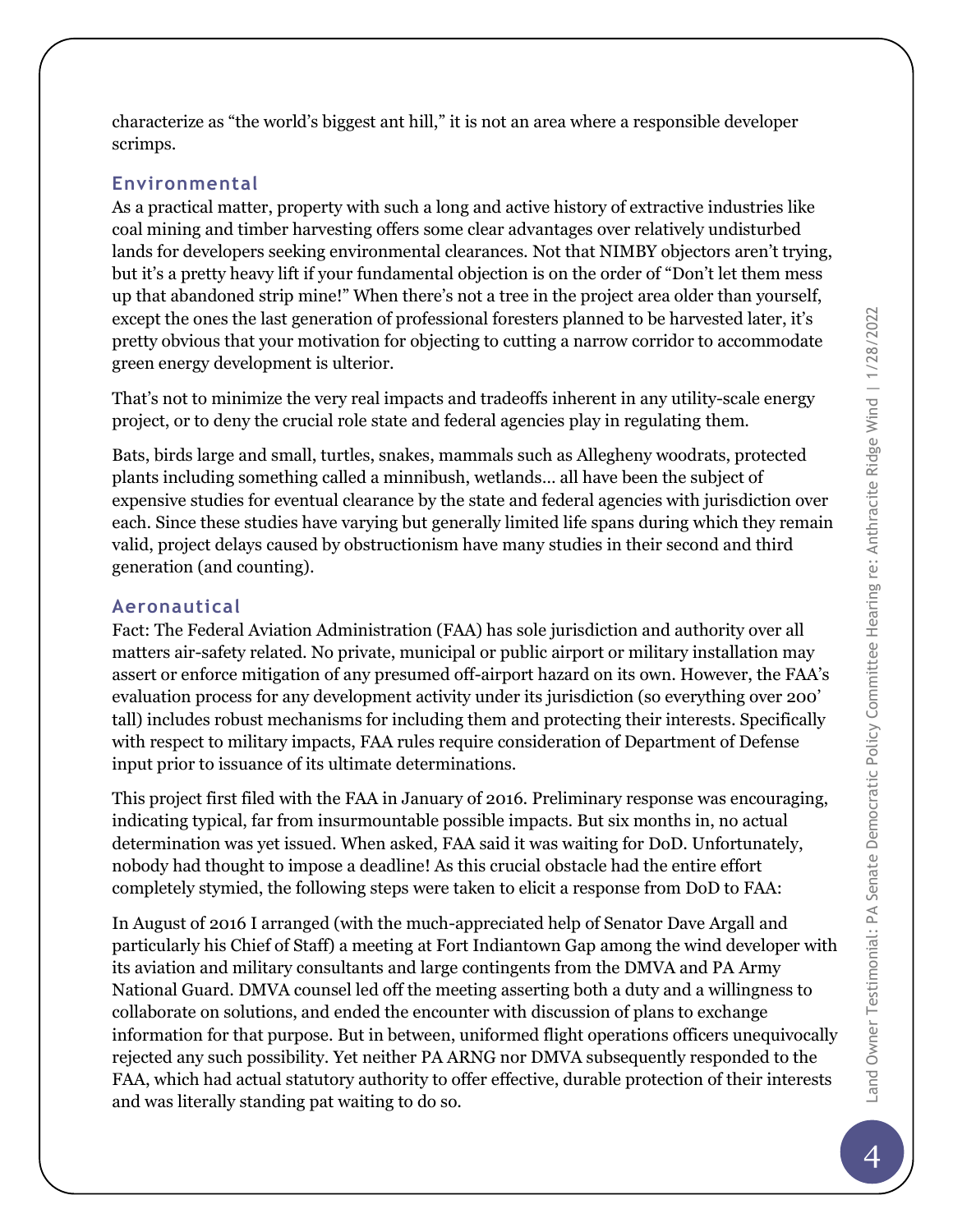characterize as "the world's biggest ant hill," it is not an area where a responsible developer scrimps.

### Environmental

As a practical matter, property with such a long and active history of extractive industries like coal mining and timber harvesting offers some clear advantages over relatively undisturbed lands for developers seeking environmental clearances. Not that NIMBY objectors aren't trying, but it's a pretty heavy lift if your fundamental objection is on the order of "Don't let them mess up that abandoned strip mine!" When there's not a tree in the project area older than yourself, except the ones the last generation of professional foresters planned to be harvested later, it's pretty obvious that your motivation for objecting to cutting a narrow corridor to accommodate green energy development is ulterior.

That's not to minimize the very real impacts and tradeoffs inherent in any utility-scale energy project, or to deny the crucial role state and federal agencies play in regulating them.

Bats, birds large and small, turtles, snakes, mammals such as Allegheny woodrats, protected plants including something called a minnibush, wetlands… all have been the subject of expensive studies for eventual clearance by the state and federal agencies with jurisdiction over each. Since these studies have varying but generally limited life spans during which they remain valid, project delays caused by obstructionism have many studies in their second and third generation (and counting).

### Aeronautical

Fact: The Federal Aviation Administration (FAA) has sole jurisdiction and authority over all matters air-safety related. No private, municipal or public airport or military installation may assert or enforce mitigation of any presumed off-airport hazard on its own. However, the FAA's evaluation process for any development activity under its jurisdiction (so everything over 200' tall) includes robust mechanisms for including them and protecting their interests. Specifically with respect to military impacts, FAA rules require consideration of Department of Defense input prior to issuance of its ultimate determinations.

This project first filed with the FAA in January of 2016. Preliminary response was encouraging, indicating typical, far from insurmountable possible impacts. But six months in, no actual determination was yet issued. When asked, FAA said it was waiting for DoD. Unfortunately, nobody had thought to impose a deadline! As this crucial obstacle had the entire effort completely stymied, the following steps were taken to elicit a response from DoD to FAA:

In August of 2016 I arranged (with the much-appreciated help of Senator Dave Argall and particularly his Chief of Staff) a meeting at Fort Indiantown Gap among the wind developer with its aviation and military consultants and large contingents from the DMVA and PA Army National Guard. DMVA counsel led off the meeting asserting both a duty and a willingness to collaborate on solutions, and ended the encounter with discussion of plans to exchange information for that purpose. But in between, uniformed flight operations officers unequivocally rejected any such possibility. Yet neither PA ARNG nor DMVA subsequently responded to the FAA, which had actual statutory authority to offer effective, durable protection of their interests and was literally standing pat waiting to do so.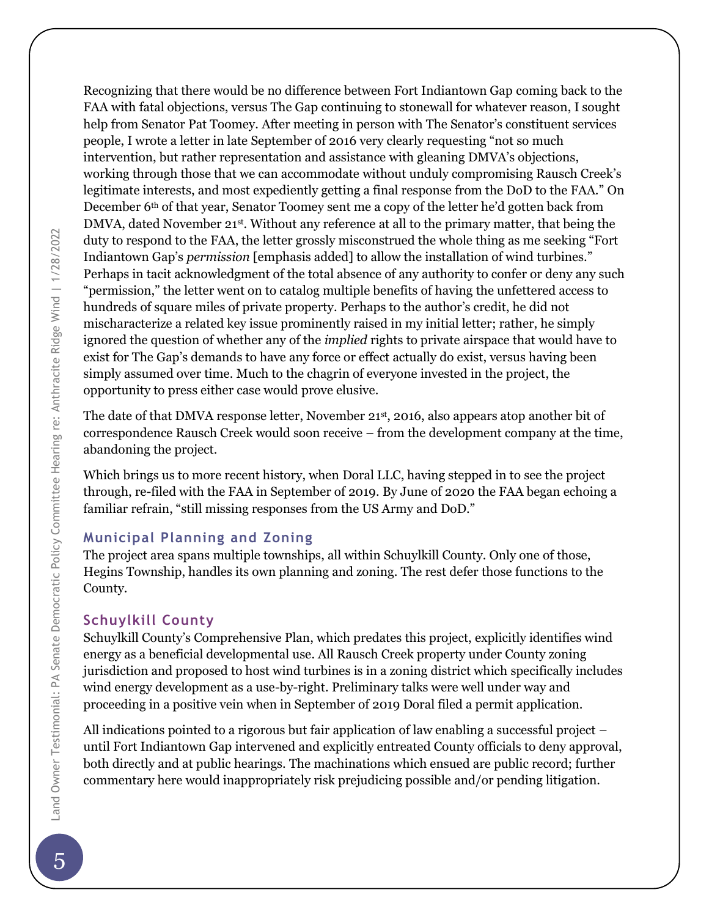Recognizing that there would be no difference between Fort Indiantown Gap coming back to the FAA with fatal objections, versus The Gap continuing to stonewall for whatever reason, I sought help from Senator Pat Toomey. After meeting in person with The Senator's constituent services people, I wrote a letter in late September of 2016 very clearly requesting "not so much intervention, but rather representation and assistance with gleaning DMVA's objections, working through those that we can accommodate without unduly compromising Rausch Creek's legitimate interests, and most expediently getting a final response from the DoD to the FAA." On December 6th of that year, Senator Toomey sent me a copy of the letter he'd gotten back from DMVA, dated November 21st. Without any reference at all to the primary matter, that being the duty to respond to the FAA, the letter grossly misconstrued the whole thing as me seeking "Fort Indiantown Gap's *permission* [emphasis added] to allow the installation of wind turbines." Perhaps in tacit acknowledgment of the total absence of any authority to confer or deny any such "permission," the letter went on to catalog multiple benefits of having the unfettered access to hundreds of square miles of private property. Perhaps to the author's credit, he did not mischaracterize a related key issue prominently raised in my initial letter; rather, he simply ignored the question of whether any of the *implied* rights to private airspace that would have to exist for The Gap's demands to have any force or effect actually do exist, versus having been simply assumed over time. Much to the chagrin of everyone invested in the project, the opportunity to press either case would prove elusive.

The date of that DMVA response letter, November 21st, 2016, also appears atop another bit of correspondence Rausch Creek would soon receive – from the development company at the time, abandoning the project.

Which brings us to more recent history, when Doral LLC, having stepped in to see the project through, re-filed with the FAA in September of 2019. By June of 2020 the FAA began echoing a familiar refrain, "still missing responses from the US Army and DoD."

### Municipal Planning and Zoning

The project area spans multiple townships, all within Schuylkill County. Only one of those, Hegins Township, handles its own planning and zoning. The rest defer those functions to the County.

### Schuylkill County

Schuylkill County's Comprehensive Plan, which predates this project, explicitly identifies wind energy as a beneficial developmental use. All Rausch Creek property under County zoning jurisdiction and proposed to host wind turbines is in a zoning district which specifically includes wind energy development as a use-by-right. Preliminary talks were well under way and proceeding in a positive vein when in September of 2019 Doral filed a permit application.

All indications pointed to a rigorous but fair application of law enabling a successful project – until Fort Indiantown Gap intervened and explicitly entreated County officials to deny approval, both directly and at public hearings. The machinations which ensued are public record; further commentary here would inappropriately risk prejudicing possible and/or pending litigation.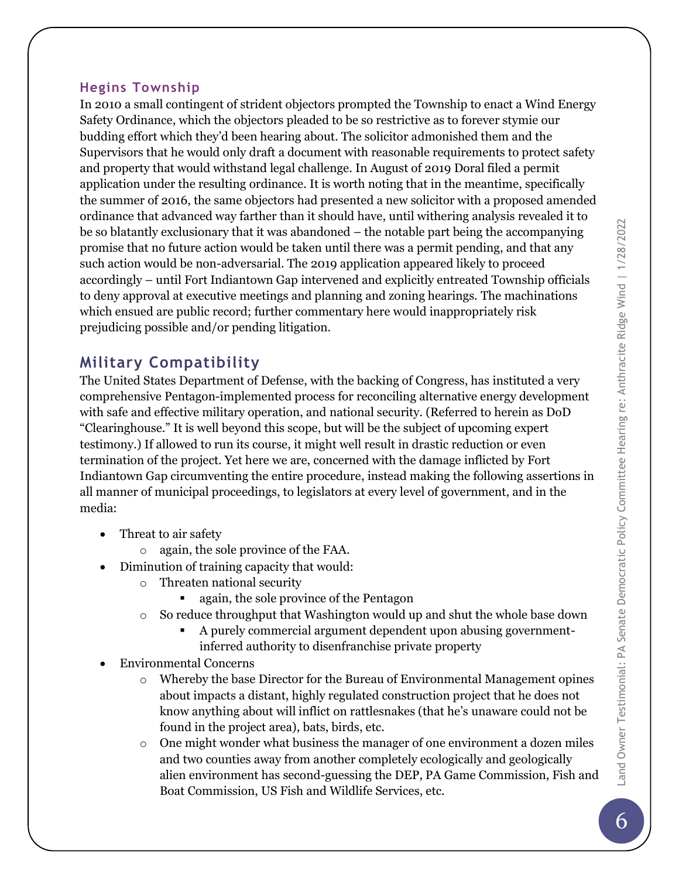### Hegins Township

In 2010 a small contingent of strident objectors prompted the Township to enact a Wind Energy Safety Ordinance, which the objectors pleaded to be so restrictive as to forever stymie our budding effort which they'd been hearing about. The solicitor admonished them and the Supervisors that he would only draft a document with reasonable requirements to protect safety and property that would withstand legal challenge. In August of 2019 Doral filed a permit application under the resulting ordinance. It is worth noting that in the meantime, specifically the summer of 2016, the same objectors had presented a new solicitor with a proposed amended ordinance that advanced way farther than it should have, until withering analysis revealed it to be so blatantly exclusionary that it was abandoned – the notable part being the accompanying promise that no future action would be taken until there was a permit pending, and that any such action would be non-adversarial. The 2019 application appeared likely to proceed accordingly – until Fort Indiantown Gap intervened and explicitly entreated Township officials to deny approval at executive meetings and planning and zoning hearings. The machinations which ensued are public record; further commentary here would inappropriately risk prejudicing possible and/or pending litigation.

## Military Compatibility

The United States Department of Defense, with the backing of Congress, has instituted a very comprehensive Pentagon-implemented process for reconciling alternative energy development with safe and effective military operation, and national security. (Referred to herein as DoD "Clearinghouse." It is well beyond this scope, but will be the subject of upcoming expert testimony.) If allowed to run its course, it might well result in drastic reduction or even termination of the project. Yet here we are, concerned with the damage inflicted by Fort Indiantown Gap circumventing the entire procedure, instead making the following assertions in all manner of municipal proceedings, to legislators at every level of government, and in the media:

- Threat to air safety
  - again, the sole province of the FAA.
- Diminution of training capacity that would:
  - Threaten national security
    - again, the sole province of the Pentagon
  - So reduce throughput that Washington would up and shut the whole base down
    - A purely commercial argument dependent upon abusing government-inferred authority to disenfranchise private property
- Environmental Concerns
  - Whereby the base Director for the Bureau of Environmental Management opines about impacts a distant, highly regulated construction project that he does not know anything about will inflict on rattlesnakes (that he's unaware could not be found in the project area), bats, birds, etc.
  - One might wonder what business the manager of one environment a dozen miles and two counties away from another completely ecologically and geologically alien environment has second-guessing the DEP, PA Game Commission, Fish and Boat Commission, US Fish and Wildlife Services, etc.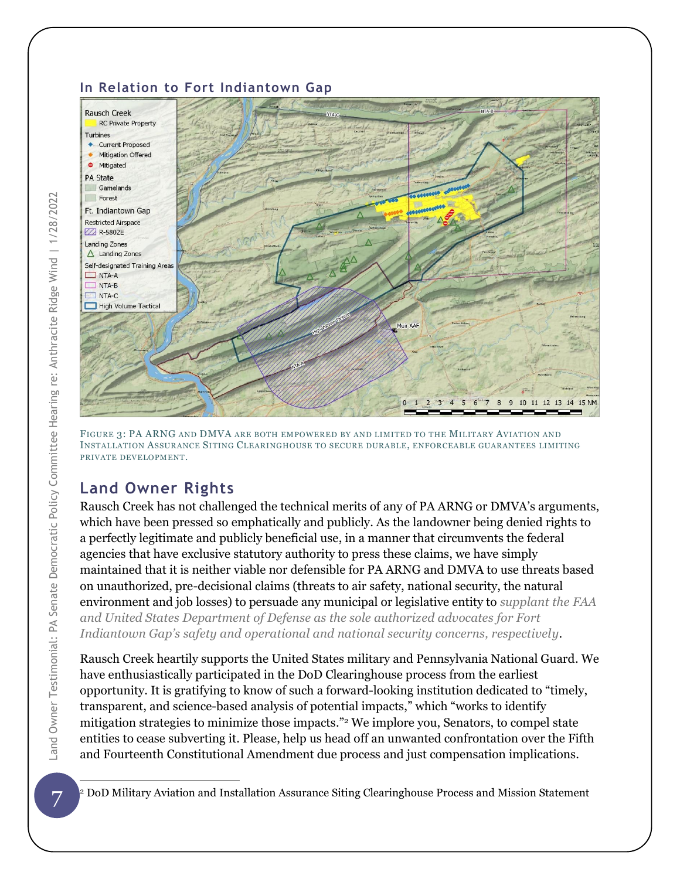### In Relation to Fort Indiantown Gap

Rausch Creek
RC Private Property
Turbines
Current Proposed
Mitigation Offered
Mitigated
PA State
Gamelands
Forest
Ft. Indiantown Gap
Restricted Airspace
R-5802E
Landing Zones
Landing Zones
Self-designated Training Areas
NTA-A
NTA-B
NTA-C
High Volume Tactical

NTA-C
NTA-B
High Volume Tactical
NTA-A
Muir AAF
0 1 2 3 4 5 6 7 8 9 10 11 12 13 14 15 NM

FIGURE 3: PA ARNG AND DMVA ARE BOTH EMPOWERED BY AND LIMITED TO THE MILITARY AVIATION AND INSTALLATION ASSURANCE SITING CLEARINGHOUSE TO SECURE DURABLE, ENFORCEABLE GUARANTEES LIMITING PRIVATE DEVELOPMENT.

## Land Owner Rights

Rausch Creek has not challenged the technical merits of any of PA ARNG or DMVA's arguments, which have been pressed so emphatically and publicly. As the landowner being denied rights to a perfectly legitimate and publicly beneficial use, in a manner that circumvents the federal agencies that have exclusive statutory authority to press these claims, we have simply maintained that it is neither viable nor defensible for PA ARNG and DMVA to use threats based on unauthorized, pre-decisional claims (threats to air safety, national security, the natural environment and job losses) to persuade any municipal or legislative entity to *supplant the FAA and United States Department of Defense as the sole authorized advocates for Fort Indiantown Gap's safety and operational and national security concerns, respectively*.

Rausch Creek heartily supports the United States military and Pennsylvania National Guard. We have enthusiastically participated in the DoD Clearinghouse process from the earliest opportunity. It is gratifying to know of such a forward-looking institution dedicated to "timely, transparent, and science-based analysis of potential impacts," which "works to identify mitigation strategies to minimize those impacts."[2] We implore you, Senators, to compel state entities to cease subverting it. Please, help us head off an unwanted confrontation over the Fifth and Fourteenth Constitutional Amendment due process and just compensation implications.

[2] DoD Military Aviation and Installation Assurance Siting Clearinghouse Process and Mission Statement